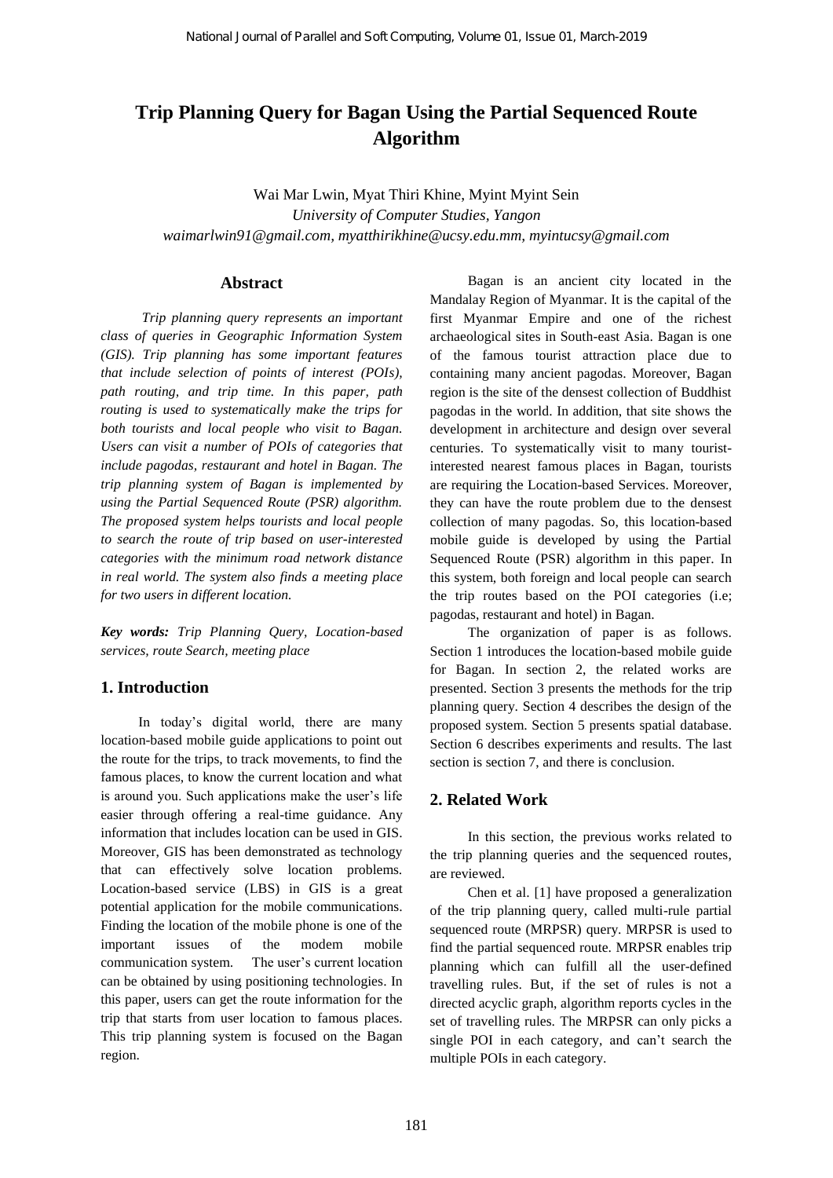# Trip Planning Query for Bagan Using the Partial Sequenced Route Algorithm

Wai Mar Lwin, Myat Thiri Khine, Myint Myint Sein

*University of Computer Studies, Yangon*

*waimarlwin91@gmail.com, myatthirikhine@ucsy.edu.mm, myintucsy@gmail.com*

## Abstract

*Trip planning query represents an important class of queries in Geographic Information System (GIS). Trip planning has some important features that include selection of points of interest (POIs), path routing, and trip time. In this paper, path routing is used to systematically make the trips for both tourists and local people who visit to Bagan. Users can visit a number of POIs of categories that include pagodas, restaurant and hotel in Bagan. The trip planning system of Bagan is implemented by using the Partial Sequenced Route (PSR) algorithm. The proposed system helps tourists and local people to search the route of trip based on user-interested categories with the minimum road network distance in real world. The system also finds a meeting place for two users in different location.*

***Key words:*** *Trip Planning Query, Location-based services, route Search, meeting place*

## 1. Introduction

In today's digital world, there are many location-based mobile guide applications to point out the route for the trips, to track movements, to find the famous places, to know the current location and what is around you. Such applications make the user's life easier through offering a real-time guidance. Any information that includes location can be used in GIS. Moreover, GIS has been demonstrated as technology that can effectively solve location problems. Location-based service (LBS) in GIS is a great potential application for the mobile communications. Finding the location of the mobile phone is one of the important issues of the modem mobile communication system. The user's current location can be obtained by using positioning technologies. In this paper, users can get the route information for the trip that starts from user location to famous places. This trip planning system is focused on the Bagan region.

Bagan is an ancient city located in the Mandalay Region of Myanmar. It is the capital of the first Myanmar Empire and one of the richest archaeological sites in South-east Asia. Bagan is one of the famous tourist attraction place due to containing many ancient pagodas. Moreover, Bagan region is the site of the densest collection of Buddhist pagodas in the world. In addition, that site shows the development in architecture and design over several centuries. To systematically visit to many tourist-interested nearest famous places in Bagan, tourists are requiring the Location-based Services. Moreover, they can have the route problem due to the densest collection of many pagodas. So, this location-based mobile guide is developed by using the Partial Sequenced Route (PSR) algorithm in this paper. In this system, both foreign and local people can search the trip routes based on the POI categories (i.e; pagodas, restaurant and hotel) in Bagan.

The organization of paper is as follows. Section 1 introduces the location-based mobile guide for Bagan. In section 2, the related works are presented. Section 3 presents the methods for the trip planning query. Section 4 describes the design of the proposed system. Section 5 presents spatial database. Section 6 describes experiments and results. The last section is section 7, and there is conclusion.

## 2. Related Work

In this section, the previous works related to the trip planning queries and the sequenced routes, are reviewed.

Chen et al. [1] have proposed a generalization of the trip planning query, called multi-rule partial sequenced route (MRPSR) query. MRPSR is used to find the partial sequenced route. MRPSR enables trip planning which can fulfill all the user-defined travelling rules. But, if the set of rules is not a directed acyclic graph, algorithm reports cycles in the set of travelling rules. The MRPSR can only picks a single POI in each category, and can't search the multiple POIs in each category.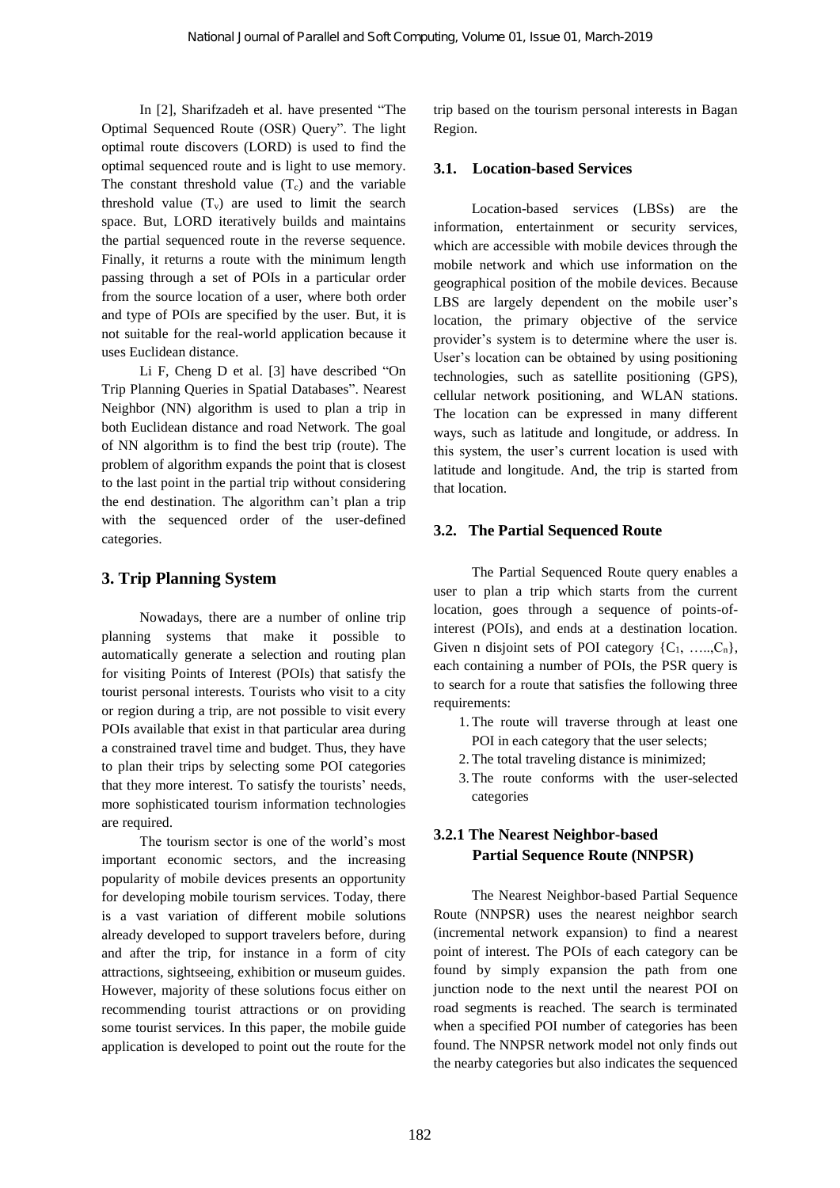In [2], Sharifzadeh et al. have presented "The Optimal Sequenced Route (OSR) Query". The light optimal route discovers (LORD) is used to find the optimal sequenced route and is light to use memory. The constant threshold value ($T_c$) and the variable threshold value ($T_v$) are used to limit the search space. But, LORD iteratively builds and maintains the partial sequenced route in the reverse sequence. Finally, it returns a route with the minimum length passing through a set of POIs in a particular order from the source location of a user, where both order and type of POIs are specified by the user. But, it is not suitable for the real-world application because it uses Euclidean distance.

Li F, Cheng D et al. [3] have described "On Trip Planning Queries in Spatial Databases". Nearest Neighbor (NN) algorithm is used to plan a trip in both Euclidean distance and road Network. The goal of NN algorithm is to find the best trip (route). The problem of algorithm expands the point that is closest to the last point in the partial trip without considering the end destination. The algorithm can't plan a trip with the sequenced order of the user-defined categories.

## 3. Trip Planning System

Nowadays, there are a number of online trip planning systems that make it possible to automatically generate a selection and routing plan for visiting Points of Interest (POIs) that satisfy the tourist personal interests. Tourists who visit to a city or region during a trip, are not possible to visit every POIs available that exist in that particular area during a constrained travel time and budget. Thus, they have to plan their trips by selecting some POI categories that they more interest. To satisfy the tourists' needs, more sophisticated tourism information technologies are required.

The tourism sector is one of the world's most important economic sectors, and the increasing popularity of mobile devices presents an opportunity for developing mobile tourism services. Today, there is a vast variation of different mobile solutions already developed to support travelers before, during and after the trip, for instance in a form of city attractions, sightseeing, exhibition or museum guides. However, majority of these solutions focus either on recommending tourist attractions or on providing some tourist services. In this paper, the mobile guide application is developed to point out the route for the trip based on the tourism personal interests in Bagan Region.

### 3.1. Location-based Services

Location-based services (LBSs) are the information, entertainment or security services, which are accessible with mobile devices through the mobile network and which use information on the geographical position of the mobile devices. Because LBS are largely dependent on the mobile user's location, the primary objective of the service provider's system is to determine where the user is. User's location can be obtained by using positioning technologies, such as satellite positioning (GPS), cellular network positioning, and WLAN stations. The location can be expressed in many different ways, such as latitude and longitude, or address. In this system, the user's current location is used with latitude and longitude. And, the trip is started from that location.

### 3.2. The Partial Sequenced Route

The Partial Sequenced Route query enables a user to plan a trip which starts from the current location, goes through a sequence of points-of-interest (POIs), and ends at a destination location. Given n disjoint sets of POI category $\{C_1, \ldots, C_n\}$, each containing a number of POIs, the PSR query is to search for a route that satisfies the following three requirements:

1. The route will traverse through at least one POI in each category that the user selects;
2. The total traveling distance is minimized;
3. The route conforms with the user-selected categories

#### 3.2.1 The Nearest Neighbor-based Partial Sequence Route (NNPSR)

The Nearest Neighbor-based Partial Sequence Route (NNPSR) uses the nearest neighbor search (incremental network expansion) to find a nearest point of interest. The POIs of each category can be found by simply expansion the path from one junction node to the next until the nearest POI on road segments is reached. The search is terminated when a specified POI number of categories has been found. The NNPSR network model not only finds out the nearby categories but also indicates the sequenced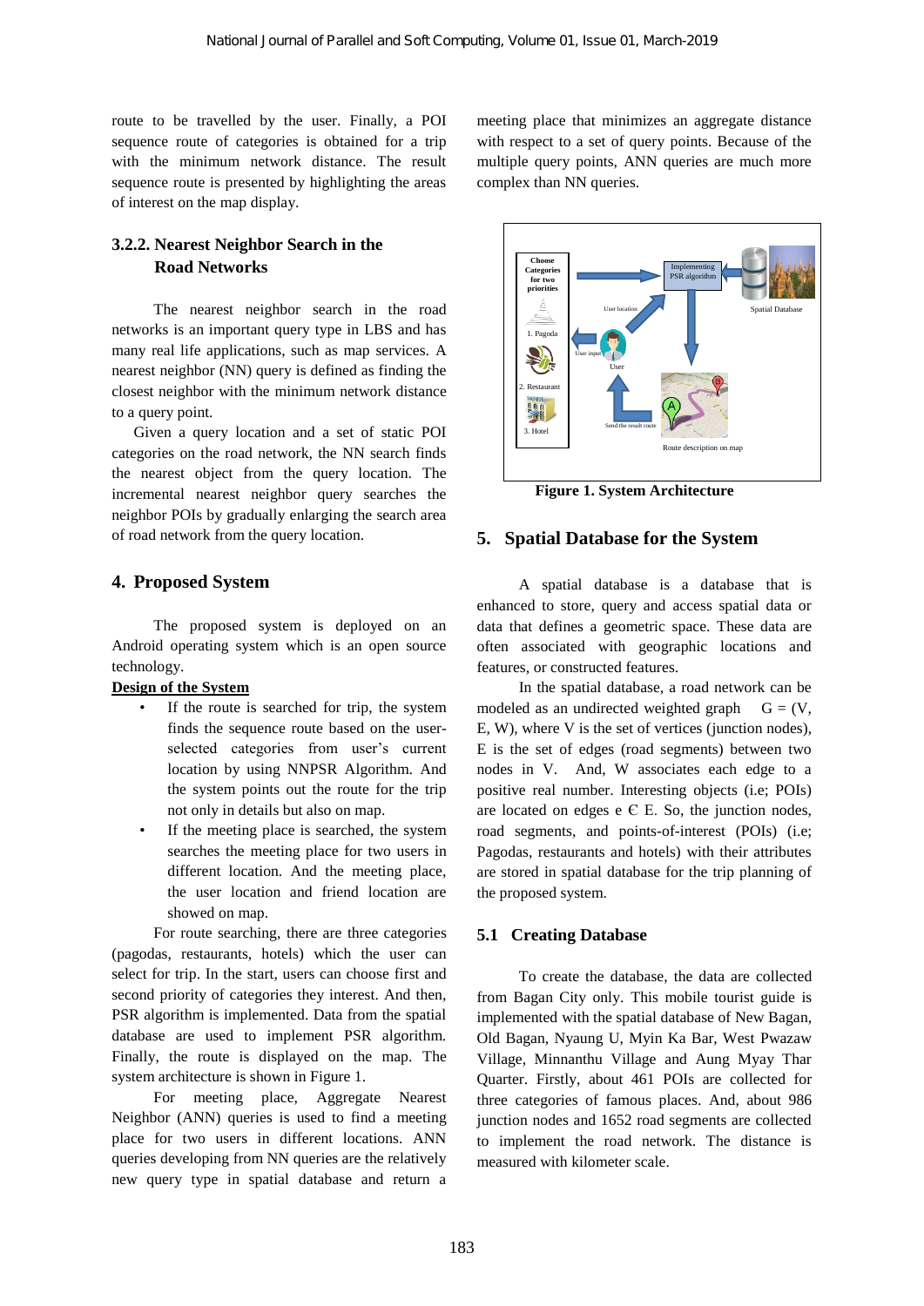route to be travelled by the user. Finally, a POI sequence route of categories is obtained for a trip with the minimum network distance. The result sequence route is presented by highlighting the areas of interest on the map display.

### 3.2.2. Nearest Neighbor Search in the Road Networks

The nearest neighbor search in the road networks is an important query type in LBS and has many real life applications, such as map services. A nearest neighbor (NN) query is defined as finding the closest neighbor with the minimum network distance to a query point.

Given a query location and a set of static POI categories on the road network, the NN search finds the nearest object from the query location. The incremental nearest neighbor query searches the neighbor POIs by gradually enlarging the search area of road network from the query location.

## 4. Proposed System

The proposed system is deployed on an Android operating system which is an open source technology.

**Design of the System**

- If the route is searched for trip, the system finds the sequence route based on the user-selected categories from user's current location by using NNPSR Algorithm. And the system points out the route for the trip not only in details but also on map.
- If the meeting place is searched, the system searches the meeting place for two users in different location. And the meeting place, the user location and friend location are showed on map.

For route searching, there are three categories (pagodas, restaurants, hotels) which the user can select for trip. In the start, users can choose first and second priority of categories they interest. And then, PSR algorithm is implemented. Data from the spatial database are used to implement PSR algorithm. Finally, the route is displayed on the map. The system architecture is shown in Figure 1.

For meeting place, Aggregate Nearest Neighbor (ANN) queries is used to find a meeting place for two users in different locations. ANN queries developing from NN queries are the relatively new query type in spatial database and return a meeting place that minimizes an aggregate distance with respect to a set of query points. Because of the multiple query points, ANN queries are much more complex than NN queries.

**Figure 1. System Architecture**

## 5. Spatial Database for the System

A spatial database is a database that is enhanced to store, query and access spatial data or data that defines a geometric space. These data are often associated with geographic locations and features, or constructed features.

In the spatial database, a road network can be modeled as an undirected weighted graph $G = (V, E, W)$, where V is the set of vertices (junction nodes), E is the set of edges (road segments) between two nodes in V. And, W associates each edge to a positive real number. Interesting objects (i.e; POIs) are located on edges $e \in E$. So, the junction nodes, road segments, and points-of-interest (POIs) (i.e; Pagodas, restaurants and hotels) with their attributes are stored in spatial database for the trip planning of the proposed system.

### 5.1 Creating Database

To create the database, the data are collected from Bagan City only. This mobile tourist guide is implemented with the spatial database of New Bagan, Old Bagan, Nyaung U, Myin Ka Bar, West Pwazaw Village, Minnanthu Village and Aung Myay Thar Quarter. Firstly, about 461 POIs are collected for three categories of famous places. And, about 986 junction nodes and 1652 road segments are collected to implement the road network. The distance is measured with kilometer scale.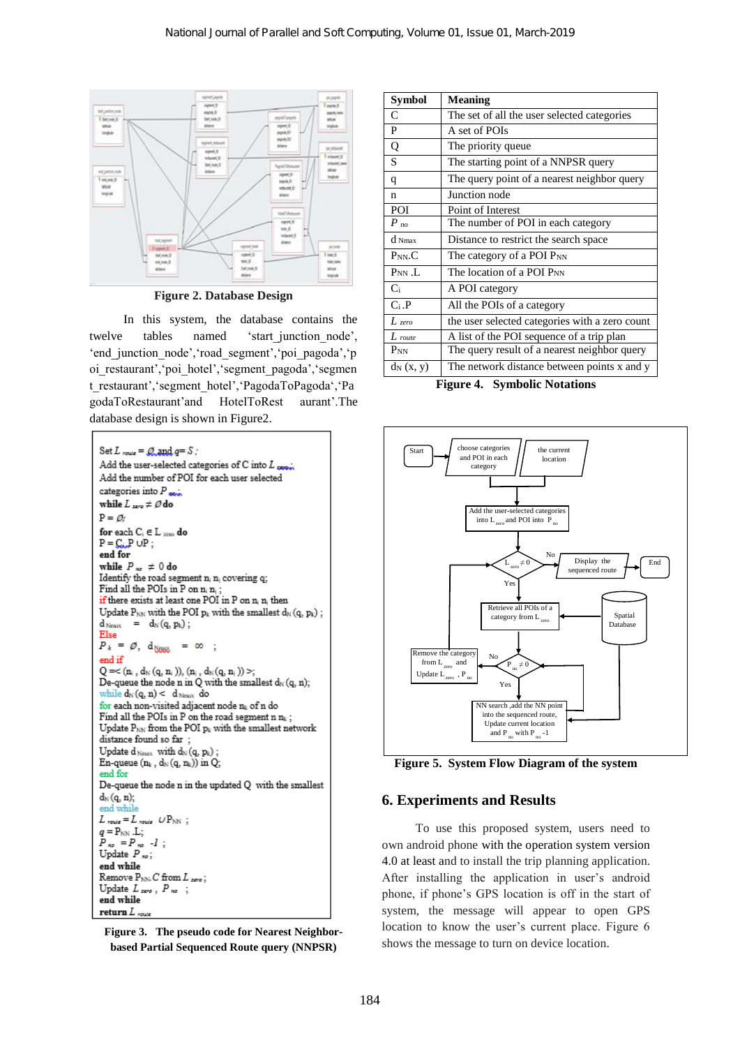Figure 2. Database Design

In this system, the database contains the twelve tables named 'start_junction_node', 'end_junction_node','road_segment','poi_pagoda','poi_restaurant','poi_hotel','segment_pagoda','segment_restaurant','segment_hotel','PagodaToPagoda','PagodaToRestaurant'and HotelToRestaurant'.The database design is shown in Figure2.

```
Set L_route = Ø and q= S ;
Add the user-selected categories of C into L_zero;
Add the number of POI for each user selected
categories into P_no;
while L_zero ≠ Ø do
P = Ø;
for each C_i ∈ L_zero do
P = C_i.P ∪P ;
end for
while P_no ≠ 0 do
Identify the road segment n_i n_j covering q;
Find all the POIs in P on n_i n_j ;
if there exists at least one POI in P on n_i n_j then
Update P_NN with the POI p_k with the smallest d_N (q, p_k) ;
d_Nmax = d_N (q, p_k) ;
Else
P_k = Ø, d_Nmax = ∞ ;
end if
Q =< (n_i , d_N (q, n_i )), (n_j , d_N (q, n_j )) >;
De-queue the node n in Q with the smallest d_N (q, n);
while d_N (q, n) < d_Nmax do
for each non-visited adjacent node n_k of n do
Find all the POIs in P on the road segment n n_k ;
Update P_NN from the POI p_k with the smallest network
distance found so far ;
Update d_Nmax with d_N (q, p_k) ;
En-queue (n_k , d_N (q, n_k)) in Q;
end for
De-queue the node n in the updated Q with the smallest
d_N (q, n);
end while
L_route = L_route ∪P_NN ;
q = P_NN .L;
P_no = P_no -1 ;
Update P_no;
end while
Remove P_NN.C from L_zero ;
Update L_zero , P_no ;
end while
return L_route
```

Figure 3. The pseudo code for Nearest Neighbor-based Partial Sequenced Route query (NNPSR)

| Symbol | Meaning |
|---|---|
| C | The set of all the user selected categories |
| P | A set of POIs |
| Q | The priority queue |
| S | The starting point of a NNPSR query |
| q | The query point of a nearest neighbor query |
| n | Junction node |
| POI | Point of Interest |
| $P_{no}$ | The number of POI in each category |
| $d_{Nmax}$ | Distance to restrict the search space |
| $P_{NN}.C$ | The category of a POI $P_{NN}$ |
| $P_{NN}.L$ | The location of a POI $P_{NN}$ |
| $C_i$ | A POI category |
| $C_i.P$ | All the POIs of a category |
| $L_{zero}$ | the user selected categories with a zero count |
| $L_{route}$ | A list of the POI sequence of a trip plan |
| $P_{NN}$ | The query result of a nearest neighbor query |
| $d_N(x, y)$ | The network distance between points x and y |

Figure 4. Symbolic Notations

Figure 5. System Flow Diagram of the system

## 6. Experiments and Results

To use this proposed system, users need to own android phone with the operation system version 4.0 at least and to install the trip planning application. After installing the application in user's android phone, if phone's GPS location is off in the start of system, the message will appear to open GPS location to know the user's current place. Figure 6 shows the message to turn on device location.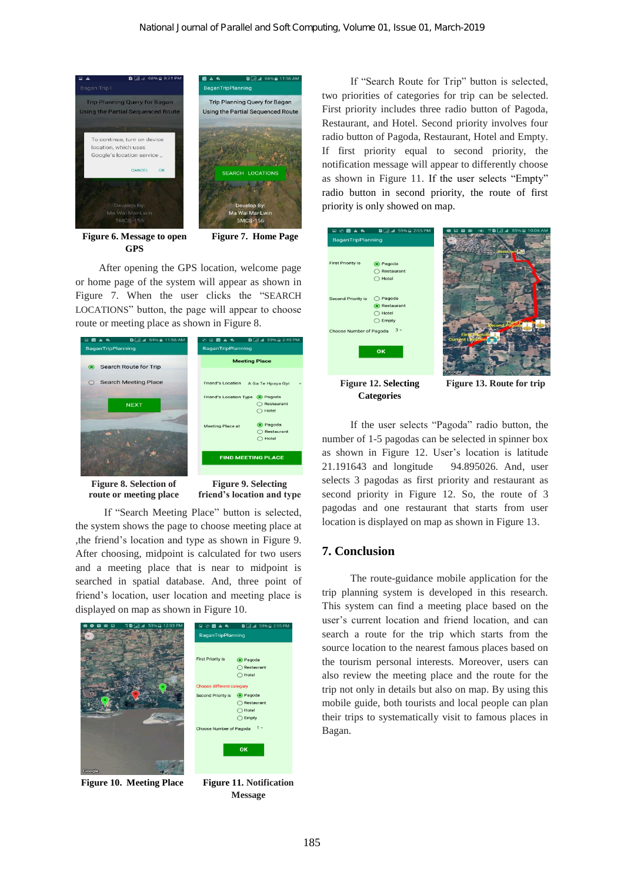Figure 6. Message to open GPS

Figure 7. Home Page

After opening the GPS location, welcome page or home page of the system will appear as shown in Figure 7. When the user clicks the "SEARCH LOCATIONS" button, the page will appear to choose route or meeting place as shown in Figure 8.

Figure 8. Selection of route or meeting place

Figure 9. Selecting friend's location and type

If "Search Meeting Place" button is selected, the system shows the page to choose meeting place at ,the friend's location and type as shown in Figure 9. After choosing, midpoint is calculated for two users and a meeting place that is near to midpoint is searched in spatial database. And, three point of friend's location, user location and meeting place is displayed on map as shown in Figure 10.

Figure 10. Meeting Place

Figure 11. Notification Message

If "Search Route for Trip" button is selected, two priorities of categories for trip can be selected. First priority includes three radio button of Pagoda, Restaurant, and Hotel. Second priority involves four radio button of Pagoda, Restaurant, Hotel and Empty. If first priority equal to second priority, the notification message will appear to differently choose as shown in Figure 11. If the user selects "Empty" radio button in second priority, the route of first priority is only showed on map.

Figure 12. Selecting Categories

Figure 13. Route for trip

If the user selects "Pagoda" radio button, the number of 1-5 pagodas can be selected in spinner box as shown in Figure 12. User's location is latitude 21.191643 and longitude 94.895026. And, user selects 3 pagodas as first priority and restaurant as second priority in Figure 12. So, the route of 3 pagodas and one restaurant that starts from user location is displayed on map as shown in Figure 13.

## 7. Conclusion

The route-guidance mobile application for the trip planning system is developed in this research. This system can find a meeting place based on the user's current location and friend location, and can search a route for the trip which starts from the source location to the nearest famous places based on the tourism personal interests. Moreover, users can also review the meeting place and the route for the trip not only in details but also on map. By using this mobile guide, both tourists and local people can plan their trips to systematically visit to famous places in Bagan.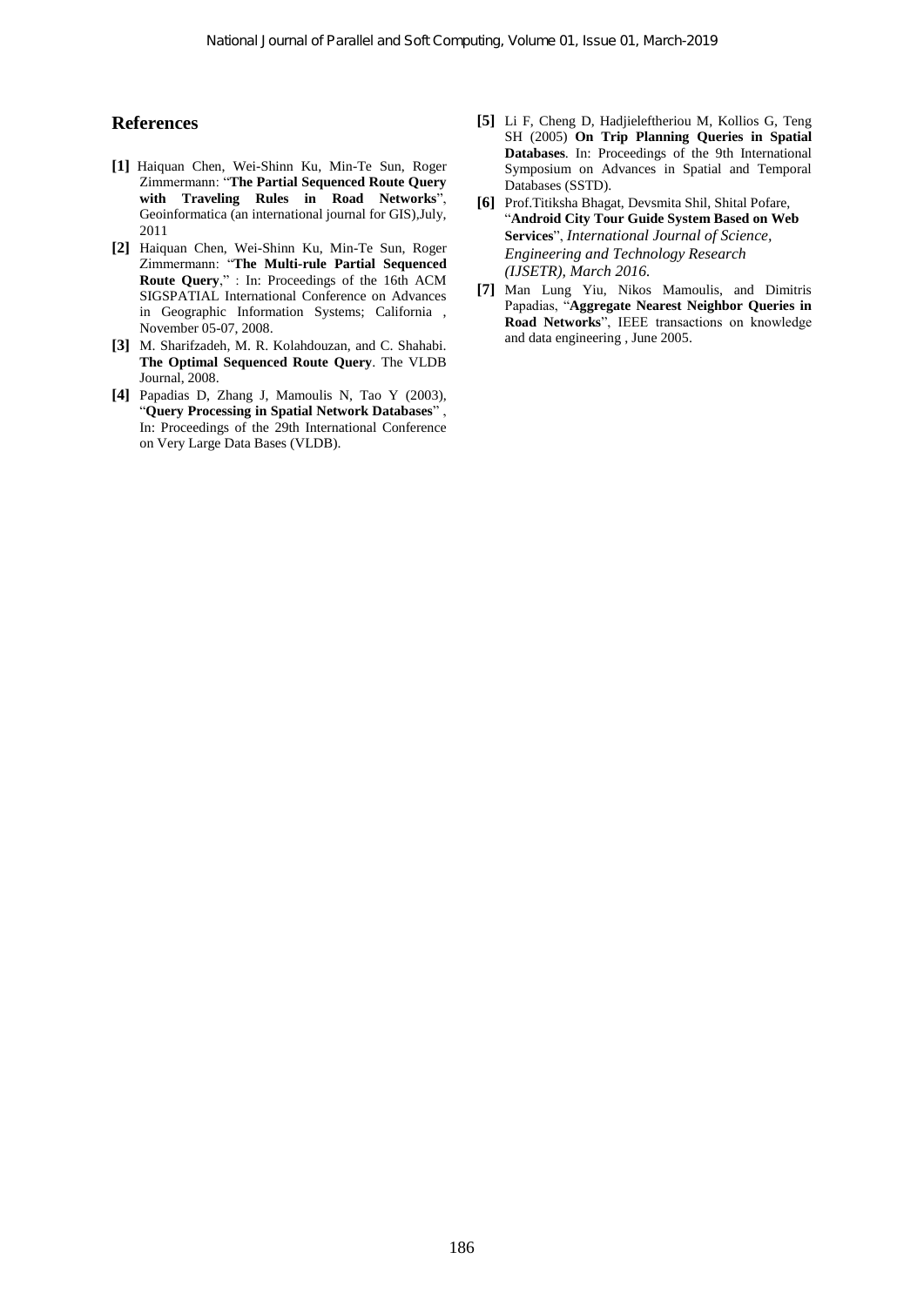## References

**[1]** Haiquan Chen, Wei-Shinn Ku, Min-Te Sun, Roger Zimmermann: "**The Partial Sequenced Route Query with Traveling Rules in Road Networks**", Geoinformatica (an international journal for GIS),July, 2011

**[2]** Haiquan Chen, Wei-Shinn Ku, Min-Te Sun, Roger Zimmermann: "**The Multi-rule Partial Sequenced Route Query**," : In: Proceedings of the 16th ACM SIGSPATIAL International Conference on Advances in Geographic Information Systems; California , November 05-07, 2008.

**[3]** M. Sharifzadeh, M. R. Kolahdouzan, and C. Shahabi. **The Optimal Sequenced Route Query**. The VLDB Journal, 2008.

**[4]** Papadias D, Zhang J, Mamoulis N, Tao Y (2003), "**Query Processing in Spatial Network Databases**" , In: Proceedings of the 29th International Conference on Very Large Data Bases (VLDB).

**[5]** Li F, Cheng D, Hadjieleftheriou M, Kollios G, Teng SH (2005) **On Trip Planning Queries in Spatial Databases**. In: Proceedings of the 9th International Symposium on Advances in Spatial and Temporal Databases (SSTD).

**[6]** Prof.Titiksha Bhagat, Devsmita Shil, Shital Pofare, "**Android City Tour Guide System Based on Web Services**", *International Journal of Science, Engineering and Technology Research (IJSETR), March 2016.*

**[7]** Man Lung Yiu, Nikos Mamoulis, and Dimitris Papadias, "**Aggregate Nearest Neighbor Queries in Road Networks**", IEEE transactions on knowledge and data engineering , June 2005.